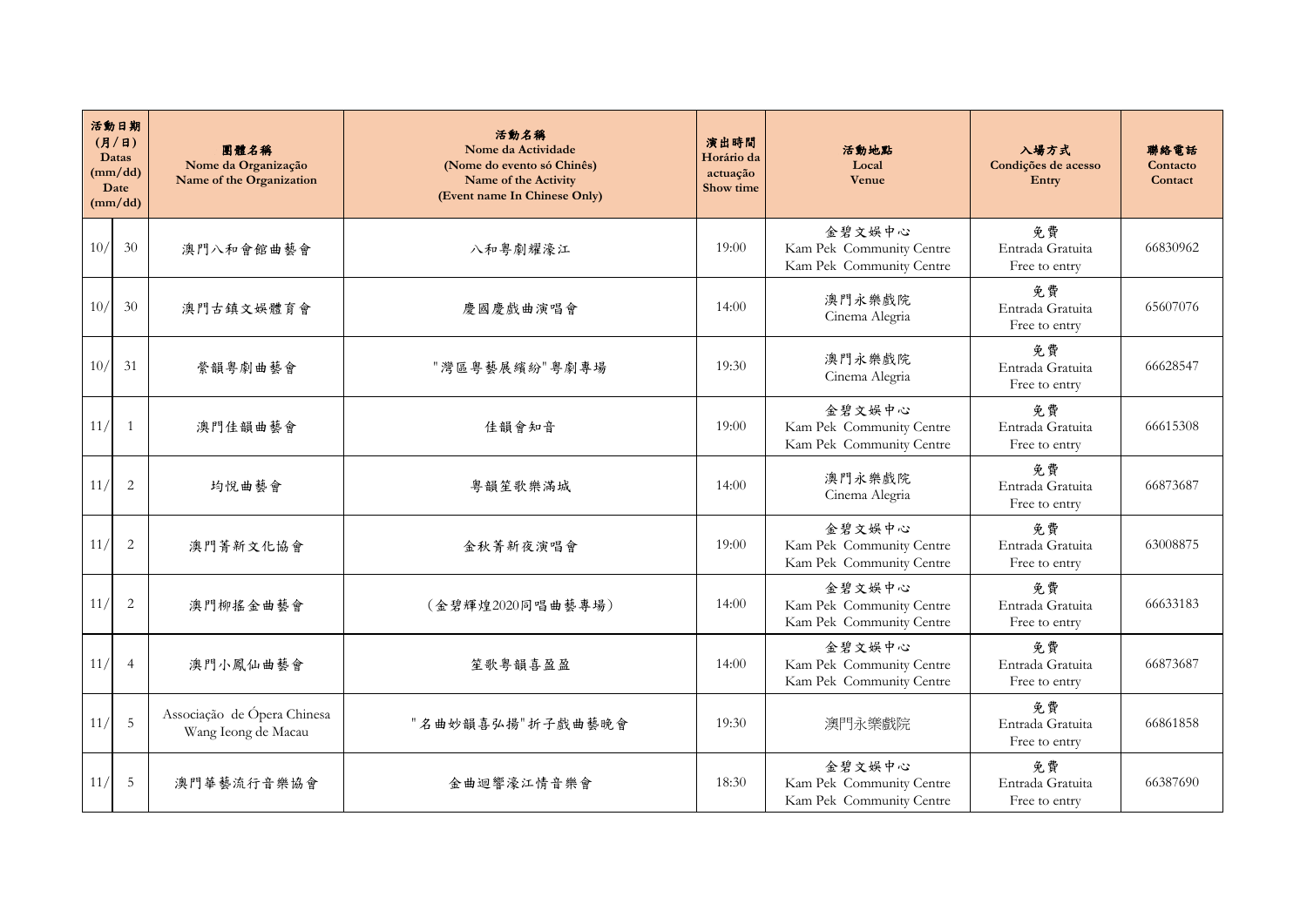| 活動日期 (月/日) Datas (mm/dd) Date (mm/dd) | | 團體名稱 Nome da Organização Name of the Organization | 活動名稱 Nome da Actividade (Nome do evento só Chinês) Name of the Activity (Event name In Chinese Only) | 演出時間 Horário da actuação Show time | 活動地點 Local Venue | 入場方式 Condições de acesso Entry | 聯絡電話 Contacto Contact |
|---|---|---|---|---|---|---|---|
| 10/ | 30 | 澳門八和會館曲藝會 | 八和粵劇耀濠江 | 19:00 | 金碧文娛中心 Kam Pek Community Centre Kam Pek Community Centre | 免費 Entrada Gratuita Free to entry | 66830962 |
| 10/ | 30 | 澳門古鎮文娛體育會 | 慶國慶戲曲演唱會 | 14:00 | 澳門永樂戲院 Cinema Alegria | 免費 Entrada Gratuita Free to entry | 65607076 |
| 10/ | 31 | 縈韻粵劇曲藝會 | "灣區粵藝展繽紛"粵劇專場 | 19:30 | 澳門永樂戲院 Cinema Alegria | 免費 Entrada Gratuita Free to entry | 66628547 |
| 11/ | 1 | 澳門佳韻曲藝會 | 佳韻會知音 | 19:00 | 金碧文娛中心 Kam Pek Community Centre Kam Pek Community Centre | 免費 Entrada Gratuita Free to entry | 66615308 |
| 11/ | 2 | 均悅曲藝會 | 粵韻笙歌樂滿城 | 14:00 | 澳門永樂戲院 Cinema Alegria | 免費 Entrada Gratuita Free to entry | 66873687 |
| 11/ | 2 | 澳門菁新文化協會 | 金秋菁新夜演唱會 | 19:00 | 金碧文娛中心 Kam Pek Community Centre Kam Pek Community Centre | 免費 Entrada Gratuita Free to entry | 63008875 |
| 11/ | 2 | 澳門柳搖金曲藝會 | (金碧輝煌2020同唱曲藝專場) | 14:00 | 金碧文娛中心 Kam Pek Community Centre Kam Pek Community Centre | 免費 Entrada Gratuita Free to entry | 66633183 |
| 11/ | 4 | 澳門小鳳仙曲藝會 | 笙歌粵韻喜盈盈 | 14:00 | 金碧文娛中心 Kam Pek Community Centre Kam Pek Community Centre | 免費 Entrada Gratuita Free to entry | 66873687 |
| 11/ | 5 | Associação de Ópera Chinesa Wang Ieong de Macau | "名曲妙韻喜弘揚"折子戲曲藝晚會 | 19:30 | 澳門永樂戲院 | 免費 Entrada Gratuita Free to entry | 66861858 |
| 11/ | 5 | 澳門華藝流行音樂協會 | 金曲迴響濠江情音樂會 | 18:30 | 金碧文娛中心 Kam Pek Community Centre Kam Pek Community Centre | 免費 Entrada Gratuita Free to entry | 66387690 |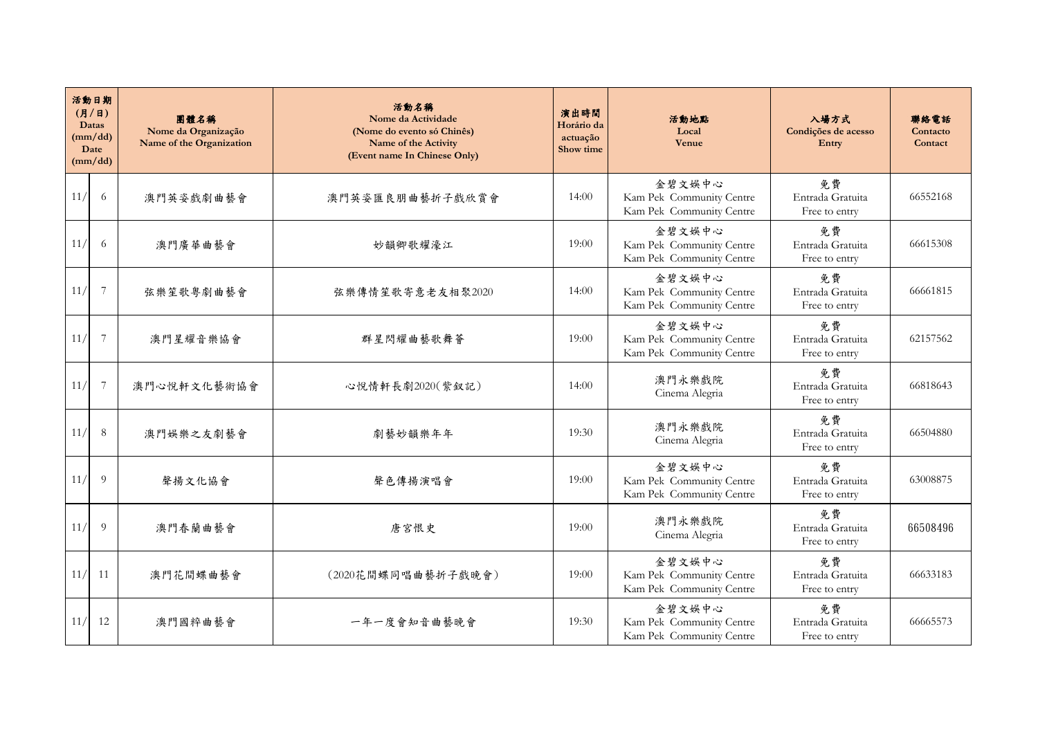| 活動日期 (月/日) Datas (mm/dd) Date (mm/dd) | | 團體名稱 Nome da Organização Name of the Organization | 活動名稱 Nome da Actividade (Nome do evento só Chinês) Name of the Activity (Event name In Chinese Only) | 演出時間 Horário da actuação Show time | 活動地點 Local Venue | 入場方式 Condições de acesso Entry | 聯絡電話 Contacto Contact |
|---|---|---|---|---|---|---|---|
| 11/ | 6 | 澳門英姿戲劇曲藝會 | 澳門英姿匯良朋曲藝折子戲欣賞會 | 14:00 | 金碧文娛中心 Kam Pek Community Centre Kam Pek Community Centre | 免費 Entrada Gratuita Free to entry | 66552168 |
| 11/ | 6 | 澳門廣華曲藝會 | 妙韻卿歌耀濠江 | 19:00 | 金碧文娛中心 Kam Pek Community Centre Kam Pek Community Centre | 免費 Entrada Gratuita Free to entry | 66615308 |
| 11/ | 7 | 弦樂笙歌粵劇曲藝會 | 弦樂傳情笙歌寄意老友相聚2020 | 14:00 | 金碧文娛中心 Kam Pek Community Centre Kam Pek Community Centre | 免費 Entrada Gratuita Free to entry | 66661815 |
| 11/ | 7 | 澳門星耀音樂協會 | 群星閃耀曲藝歌舞薈 | 19:00 | 金碧文娛中心 Kam Pek Community Centre Kam Pek Community Centre | 免費 Entrada Gratuita Free to entry | 62157562 |
| 11/ | 7 | 澳門心悅軒文化藝術協會 | 心悅情軒長劇2020(紫釵記) | 14:00 | 澳門永樂戲院 Cinema Alegria | 免費 Entrada Gratuita Free to entry | 66818643 |
| 11/ | 8 | 澳門娛樂之友劇藝會 | 劇藝妙韻樂年年 | 19:30 | 澳門永樂戲院 Cinema Alegria | 免費 Entrada Gratuita Free to entry | 66504880 |
| 11/ | 9 | 聲揚文化協會 | 聲色傳揚演唱會 | 19:00 | 金碧文娛中心 Kam Pek Community Centre Kam Pek Community Centre | 免費 Entrada Gratuita Free to entry | 63008875 |
| 11/ | 9 | 澳門春蘭曲藝會 | 唐宮恨史 | 19:00 | 澳門永樂戲院 Cinema Alegria | 免費 Entrada Gratuita Free to entry | 66508496 |
| 11/ | 11 | 澳門花間蝶曲藝會 | (2020花間蝶同唱曲藝折子戲晚會) | 19:00 | 金碧文娛中心 Kam Pek Community Centre Kam Pek Community Centre | 免費 Entrada Gratuita Free to entry | 66633183 |
| 11/ | 12 | 澳門國粹曲藝會 | 一年一度會知音曲藝晚會 | 19:30 | 金碧文娛中心 Kam Pek Community Centre Kam Pek Community Centre | 免費 Entrada Gratuita Free to entry | 66665573 |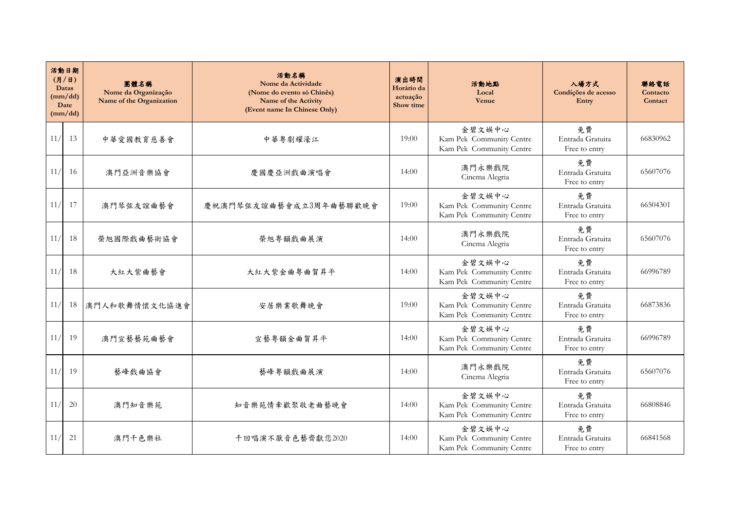| 活動日期 (月/日) Datas (mm/dd) Date (mm/dd) | | 團體名稱 Nome da Organização Name of the Organization | 活動名稱 Nome da Actividade (Nome do evento só Chinês) Name of the Activity (Event name In Chinese Only) | 演出時間 Horário da actuação Show time | 活動地點 Local Venue | 入場方式 Condições de acesso Entry | 聯絡電話 Contacto Contact |
|---|---|---|---|---|---|---|---|
| 11/ | 13 | 中華愛國教育慈善會 | 中華粵劇耀濠江 | 19:00 | 金碧文娛中心 Kam Pek Community Centre Kam Pek Community Centre | 免費 Entrada Gratuita Free to entry | 66830962 |
| 11/ | 16 | 澳門亞洲音樂協會 | 慶國慶亞洲戲曲演唱會 | 14:00 | 澳門永樂戲院 Cinema Alegria | 免費 Entrada Gratuita Free to entry | 65607076 |
| 11/ | 17 | 澳門琴弦友誼曲藝會 | 慶祝澳門琴弦友誼曲藝會成立3周年曲藝聯歡晚會 | 19:00 | 金碧文娛中心 Kam Pek Community Centre Kam Pek Community Centre | 免費 Entrada Gratuita Free to entry | 66504301 |
| 11/ | 18 | 榮旭國際戲曲藝術協會 | 榮旭粵韻戲曲展演 | 14:00 | 澳門永樂戲院 Cinema Alegria | 免費 Entrada Gratuita Free to entry | 65607076 |
| 11/ | 18 | 大紅大紫曲藝會 | 大紅大紫金曲粵曲賀昇平 | 14:00 | 金碧文娛中心 Kam Pek Community Centre Kam Pek Community Centre | 免費 Entrada Gratuita Free to entry | 66996789 |
| 11/ | 18 | 澳門人和歌舞情懷文化協進會 | 安居樂業歌舞晚會 | 19:00 | 金碧文娛中心 Kam Pek Community Centre Kam Pek Community Centre | 免費 Entrada Gratuita Free to entry | 66873836 |
| 11/ | 19 | 澳門宣藝藝苑曲藝會 | 宣藝粵韻金曲賀昇平 | 14:00 | 金碧文娛中心 Kam Pek Community Centre Kam Pek Community Centre | 免費 Entrada Gratuita Free to entry | 66996789 |
| 11/ | 19 | 藝峰戲曲協會 | 藝峰粵韻戲曲展演 | 14:00 | 澳門永樂戲院 Cinema Alegria | 免費 Entrada Gratuita Free to entry | 65607076 |
| 11/ | 20 | 澳門知音樂苑 | 知音樂苑情牽歡聚敬老曲藝晚會 | 14:00 | 金碧文娛中心 Kam Pek Community Centre Kam Pek Community Centre | 免費 Entrada Gratuita Free to entry | 66808846 |
| 11/ | 21 | 澳門千色樂社 | 千回唱演不厭音色藝齊獻您2020 | 14:00 | 金碧文娛中心 Kam Pek Community Centre Kam Pek Community Centre | 免費 Entrada Gratuita Free to entry | 66841568 |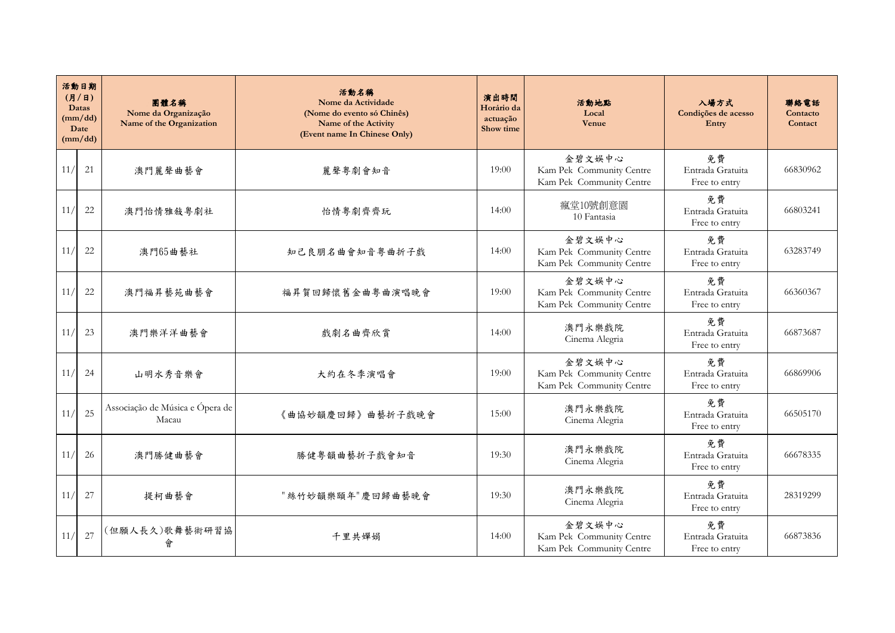| 活動日期 (月/日) Datas (mm/dd) Date (mm/dd) | | 團體名稱 Nome da Organização Name of the Organization | 活動名稱 Nome da Actividade (Nome do evento só Chinês) Name of the Activity (Event name In Chinese Only) | 演出時間 Horário da actuação Show time | 活動地點 Local Venue | 入場方式 Condições de acesso Entry | 聯絡電話 Contacto Contact |
|---|---|---|---|---|---|---|---|
| 11/ | 21 | 澳門麗聲曲藝會 | 麗聲粵劇會知音 | 19:00 | 金碧文娛中心 Kam Pek Community Centre Kam Pek Community Centre | 免費 Entrada Gratuita Free to entry | 66830962 |
| 11/ | 22 | 澳門怡情雅敍粵劇社 | 怡情粵劇齊齊玩 | 14:00 | 瘋堂10號創意園 10 Fantasia | 免費 Entrada Gratuita Free to entry | 66803241 |
| 11/ | 22 | 澳門65曲藝社 | 知己良朋名曲會知音粵曲折子戲 | 14:00 | 金碧文娛中心 Kam Pek Community Centre Kam Pek Community Centre | 免費 Entrada Gratuita Free to entry | 63283749 |
| 11/ | 22 | 澳門福昇藝苑曲藝會 | 福昇賀回歸懷舊金曲粵曲演唱晚會 | 19:00 | 金碧文娛中心 Kam Pek Community Centre Kam Pek Community Centre | 免費 Entrada Gratuita Free to entry | 66360367 |
| 11/ | 23 | 澳門樂洋洋曲藝會 | 戲劇名曲齊欣賞 | 14:00 | 澳門永樂戲院 Cinema Alegria | 免費 Entrada Gratuita Free to entry | 66873687 |
| 11/ | 24 | 山明水秀音樂會 | 大約在冬季演唱會 | 19:00 | 金碧文娛中心 Kam Pek Community Centre Kam Pek Community Centre | 免費 Entrada Gratuita Free to entry | 66869906 |
| 11/ | 25 | Associação de Música e Ópera de Macau | 《曲協妙韻慶回歸》曲藝折子戲晚會 | 15:00 | 澳門永樂戲院 Cinema Alegria | 免費 Entrada Gratuita Free to entry | 66505170 |
| 11/ | 26 | 澳門勝健曲藝會 | 勝健粵韻曲藝折子戲會知音 | 19:30 | 澳門永樂戲院 Cinema Alegria | 免費 Entrada Gratuita Free to entry | 66678335 |
| 11/ | 27 | 提柯曲藝會 | "絲竹妙韻樂頤年"慶回歸曲藝晚會 | 19:30 | 澳門永樂戲院 Cinema Alegria | 免費 Entrada Gratuita Free to entry | 28319299 |
| 11/ | 27 | (但願人長久)歌舞藝術研習協會 | 千里共嬋娟 | 14:00 | 金碧文娛中心 Kam Pek Community Centre Kam Pek Community Centre | 免費 Entrada Gratuita Free to entry | 66873836 |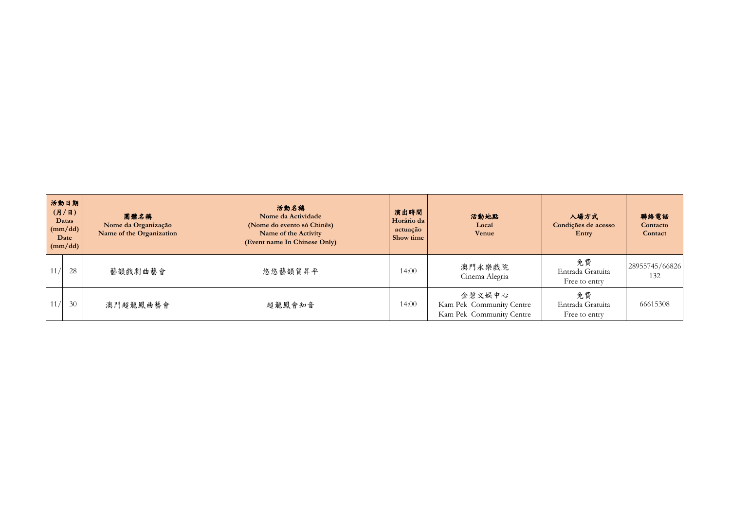| 活動日期 (月/日) Datas (mm/dd) Date (mm/dd) | 團體名稱 Nome da Organização Name of the Organization | 活動名稱 Nome da Actividade (Nome do evento só Chinês) Name of the Activity (Event name In Chinese Only) | 演出時間 Horário da actuação Show time | 活動地點 Local Venue | 入場方式 Condições de acesso Entry | 聯絡電話 Contacto Contact |
|---|---|---|---|---|---|---|
| 11/28 | 藝韻戲劇曲藝會 | 悠悠藝韻賀昇平 | 14:00 | 澳門永樂戲院 Cinema Alegria | 免費 Entrada Gratuita Free to entry | 28955745/66826132 |
| 11/30 | 澳門超龍鳳曲藝會 | 超龍鳳會知音 | 14:00 | 金碧文娛中心 Kam Pek Community Centre Kam Pek Community Centre | 免費 Entrada Gratuita Free to entry | 66615308 |